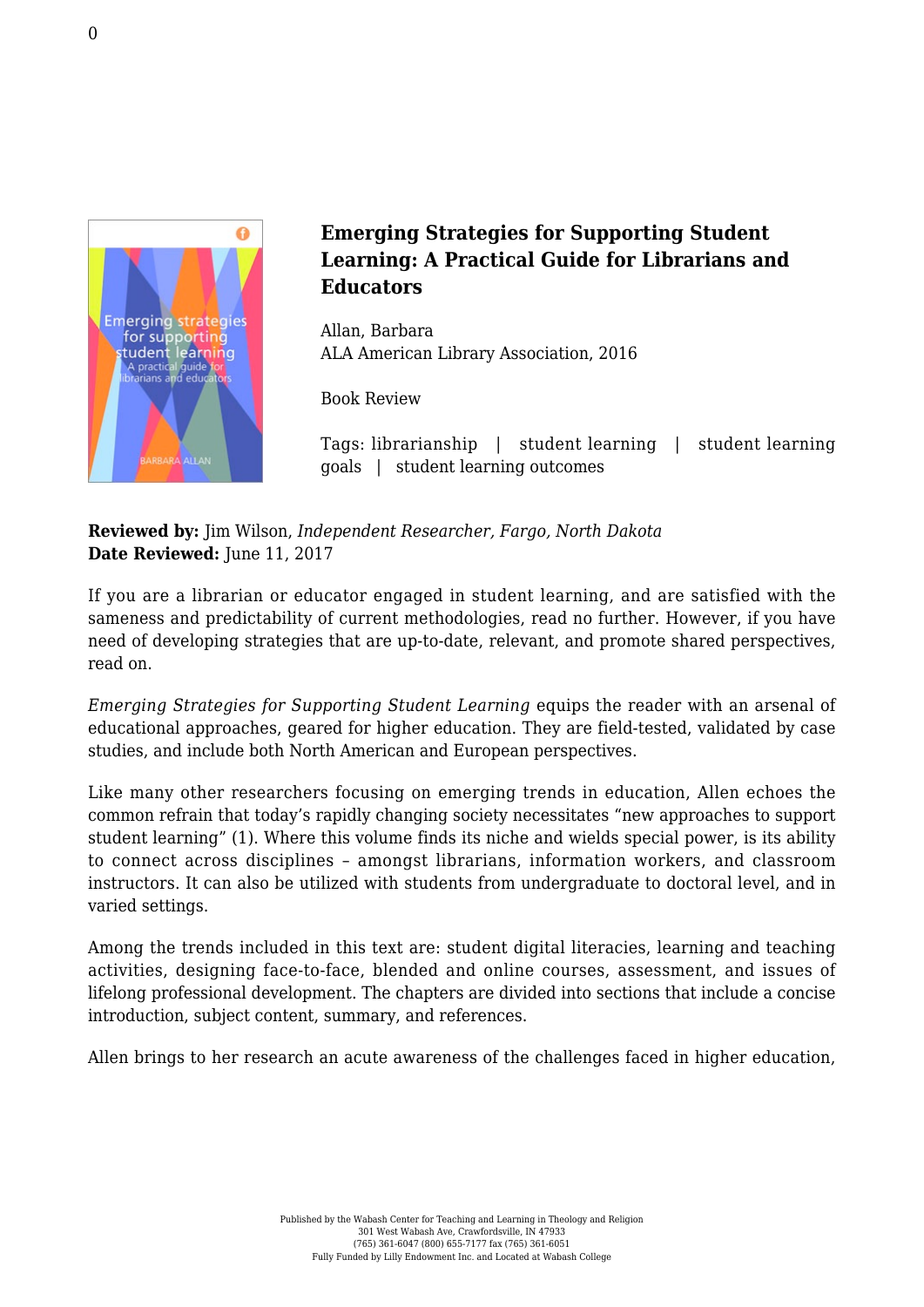# Emerging Strategies for Supporting Student Learning: A Practical Guide for Librarians and Educators

Allan, Barbara
ALA American Library Association, 2016

Book Review

Tags: librarianship | student learning | student learning goals | student learning outcomes

**Reviewed by:** Jim Wilson, *Independent Researcher, Fargo, North Dakota*
**Date Reviewed:** June 11, 2017

If you are a librarian or educator engaged in student learning, and are satisfied with the sameness and predictability of current methodologies, read no further. However, if you have need of developing strategies that are up-to-date, relevant, and promote shared perspectives, read on.

*Emerging Strategies for Supporting Student Learning* equips the reader with an arsenal of educational approaches, geared for higher education. They are field-tested, validated by case studies, and include both North American and European perspectives.

Like many other researchers focusing on emerging trends in education, Allen echoes the common refrain that today's rapidly changing society necessitates "new approaches to support student learning" (1). Where this volume finds its niche and wields special power, is its ability to connect across disciplines – amongst librarians, information workers, and classroom instructors. It can also be utilized with students from undergraduate to doctoral level, and in varied settings.

Among the trends included in this text are: student digital literacies, learning and teaching activities, designing face-to-face, blended and online courses, assessment, and issues of lifelong professional development. The chapters are divided into sections that include a concise introduction, subject content, summary, and references.

Allen brings to her research an acute awareness of the challenges faced in higher education,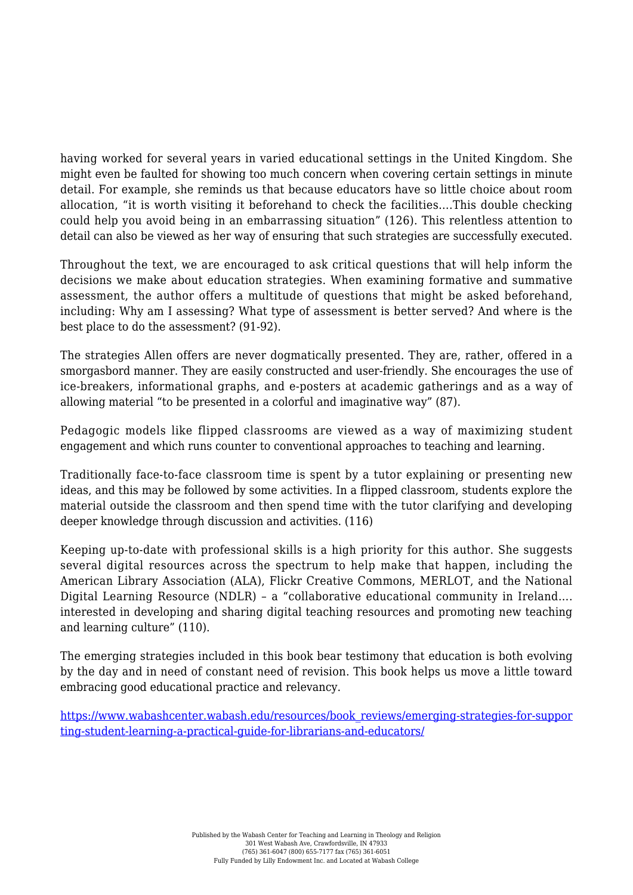having worked for several years in varied educational settings in the United Kingdom. She might even be faulted for showing too much concern when covering certain settings in minute detail. For example, she reminds us that because educators have so little choice about room allocation, "it is worth visiting it beforehand to check the facilities….This double checking could help you avoid being in an embarrassing situation" (126). This relentless attention to detail can also be viewed as her way of ensuring that such strategies are successfully executed.

Throughout the text, we are encouraged to ask critical questions that will help inform the decisions we make about education strategies. When examining formative and summative assessment, the author offers a multitude of questions that might be asked beforehand, including: Why am I assessing? What type of assessment is better served? And where is the best place to do the assessment? (91-92).

The strategies Allen offers are never dogmatically presented. They are, rather, offered in a smorgasbord manner. They are easily constructed and user-friendly. She encourages the use of ice-breakers, informational graphs, and e-posters at academic gatherings and as a way of allowing material "to be presented in a colorful and imaginative way" (87).

Pedagogic models like flipped classrooms are viewed as a way of maximizing student engagement and which runs counter to conventional approaches to teaching and learning.

Traditionally face-to-face classroom time is spent by a tutor explaining or presenting new ideas, and this may be followed by some activities. In a flipped classroom, students explore the material outside the classroom and then spend time with the tutor clarifying and developing deeper knowledge through discussion and activities. (116)

Keeping up-to-date with professional skills is a high priority for this author. She suggests several digital resources across the spectrum to help make that happen, including the American Library Association (ALA), Flickr Creative Commons, MERLOT, and the National Digital Learning Resource (NDLR) – a "collaborative educational community in Ireland…. interested in developing and sharing digital teaching resources and promoting new teaching and learning culture" (110).

The emerging strategies included in this book bear testimony that education is both evolving by the day and in need of constant need of revision. This book helps us move a little toward embracing good educational practice and relevancy.

https://www.wabashcenter.wabash.edu/resources/book_reviews/emerging-strategies-for-supporting-student-learning-a-practical-guide-for-librarians-and-educators/

Published by the Wabash Center for Teaching and Learning in Theology and Religion
301 West Wabash Ave, Crawfordsville, IN 47933
(765) 361-6047 (800) 655-7177 fax (765) 361-6051
Fully Funded by Lilly Endowment Inc. and Located at Wabash College